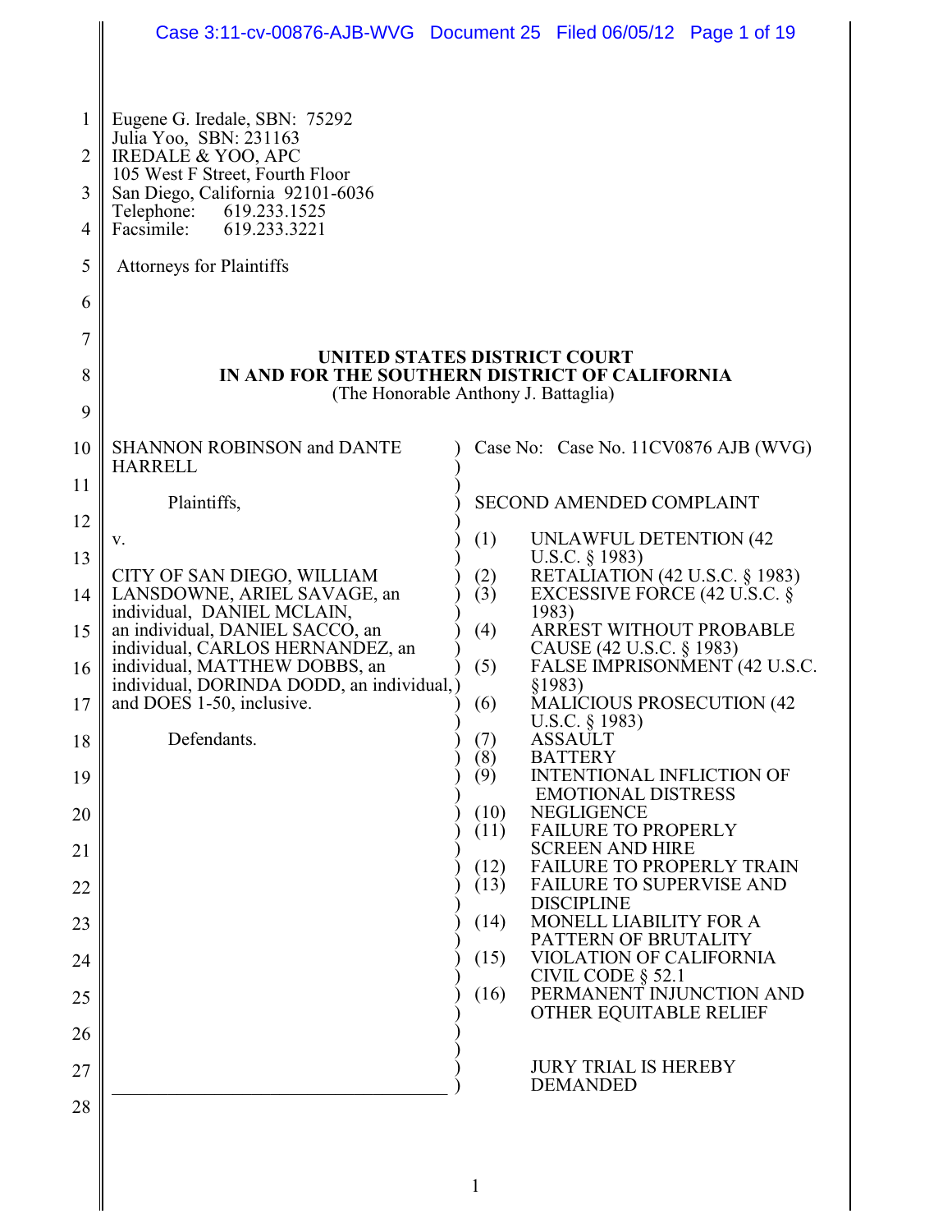Eugene G. Iredale, SBN: 75292
Julia Yoo, SBN: 231163
IREDALE & YOO, APC
105 West F Street, Fourth Floor
San Diego, California 92101-6036
Telephone: 619.233.1525
Facsimile: 619.233.3221

Attorneys for Plaintiffs

**UNITED STATES DISTRICT COURT**
**IN AND FOR THE SOUTHERN DISTRICT OF CALIFORNIA**
(The Honorable Anthony J. Battaglia)

SHANNON ROBINSON and DANTE HARRELL

Plaintiffs,

v.

CITY OF SAN DIEGO, WILLIAM LANSDOWNE, ARIEL SAVAGE, an individual, DANIEL MCLAIN, an individual, DANIEL SACCO, an individual, CARLOS HERNANDEZ, an individual, MATTHEW DOBBS, an individual, DORINDA DODD, an individual, and DOES 1-50, inclusive.

Defendants.

Case No: Case No. 11CV0876 AJB (WVG)

SECOND AMENDED COMPLAINT

(1) UNLAWFUL DETENTION (42 U.S.C. § 1983)
(2) RETALIATION (42 U.S.C. § 1983)
(3) EXCESSIVE FORCE (42 U.S.C. § 1983)
(4) ARREST WITHOUT PROBABLE CAUSE (42 U.S.C. § 1983)
(5) FALSE IMPRISONMENT (42 U.S.C. §1983)
(6) MALICIOUS PROSECUTION (42 U.S.C. § 1983)
(7) ASSAULT
(8) BATTERY
(9) INTENTIONAL INFLICTION OF EMOTIONAL DISTRESS
(10) NEGLIGENCE
(11) FAILURE TO PROPERLY SCREEN AND HIRE
(12) FAILURE TO PROPERLY TRAIN
(13) FAILURE TO SUPERVISE AND DISCIPLINE
(14) MONELL LIABILITY FOR A PATTERN OF BRUTALITY
(15) VIOLATION OF CALIFORNIA CIVIL CODE § 52.1
(16) PERMANENT INJUNCTION AND OTHER EQUITABLE RELIEF

JURY TRIAL IS HEREBY DEMANDED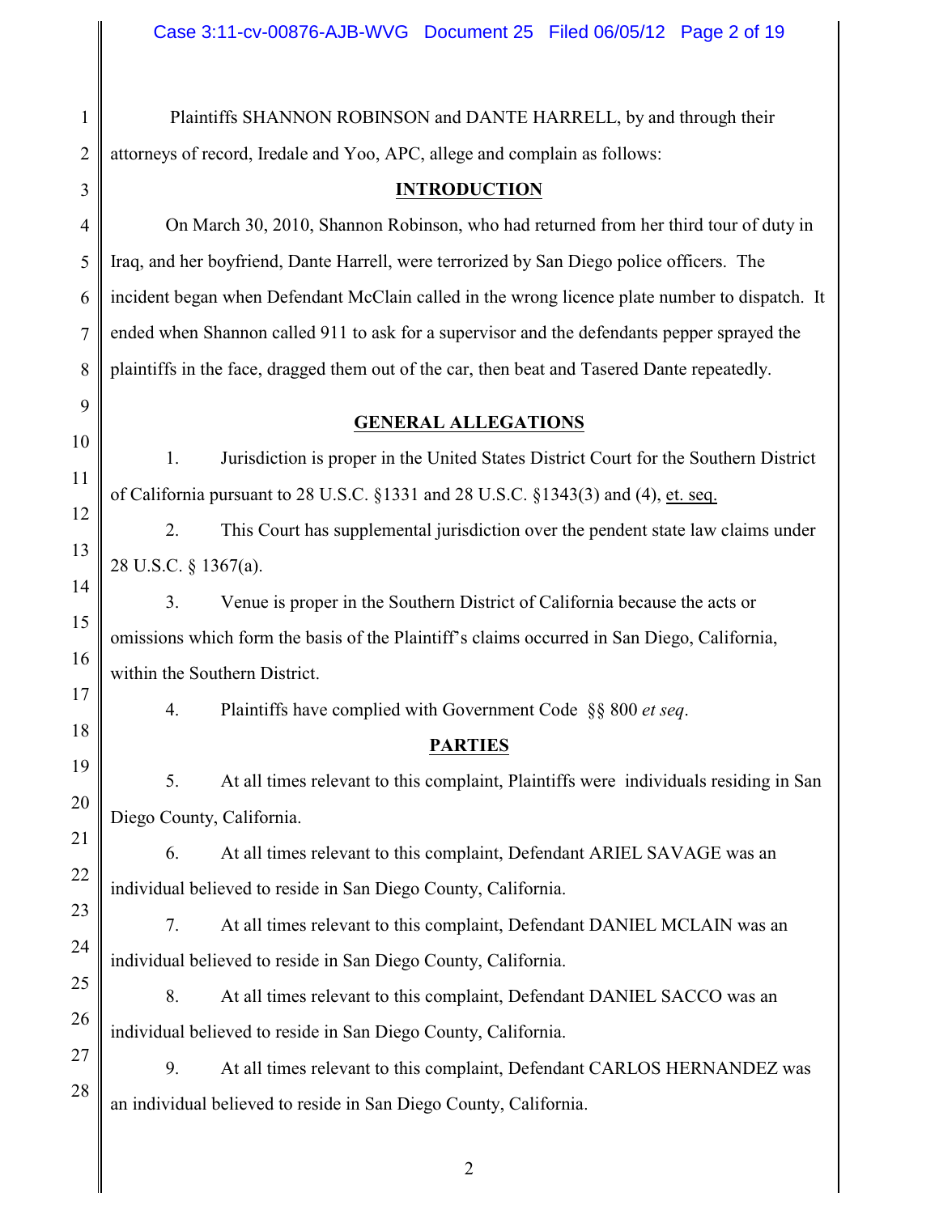Plaintiffs SHANNON ROBINSON and DANTE HARRELL, by and through their attorneys of record, Iredale and Yoo, APC, allege and complain as follows:

## INTRODUCTION

On March 30, 2010, Shannon Robinson, who had returned from her third tour of duty in Iraq, and her boyfriend, Dante Harrell, were terrorized by San Diego police officers. The incident began when Defendant McClain called in the wrong licence plate number to dispatch. It ended when Shannon called 911 to ask for a supervisor and the defendants pepper sprayed the plaintiffs in the face, dragged them out of the car, then beat and Tasered Dante repeatedly.

## GENERAL ALLEGATIONS

1. Jurisdiction is proper in the United States District Court for the Southern District of California pursuant to 28 U.S.C. §1331 and 28 U.S.C. §1343(3) and (4), et. seq.

2. This Court has supplemental jurisdiction over the pendent state law claims under 28 U.S.C. § 1367(a).

3. Venue is proper in the Southern District of California because the acts or omissions which form the basis of the Plaintiff's claims occurred in San Diego, California, within the Southern District.

4. Plaintiffs have complied with Government Code §§ 800 *et seq*.

## PARTIES

5. At all times relevant to this complaint, Plaintiffs were individuals residing in San Diego County, California.

6. At all times relevant to this complaint, Defendant ARIEL SAVAGE was an individual believed to reside in San Diego County, California.

7. At all times relevant to this complaint, Defendant DANIEL MCLAIN was an individual believed to reside in San Diego County, California.

8. At all times relevant to this complaint, Defendant DANIEL SACCO was an individual believed to reside in San Diego County, California.

9. At all times relevant to this complaint, Defendant CARLOS HERNANDEZ was an individual believed to reside in San Diego County, California.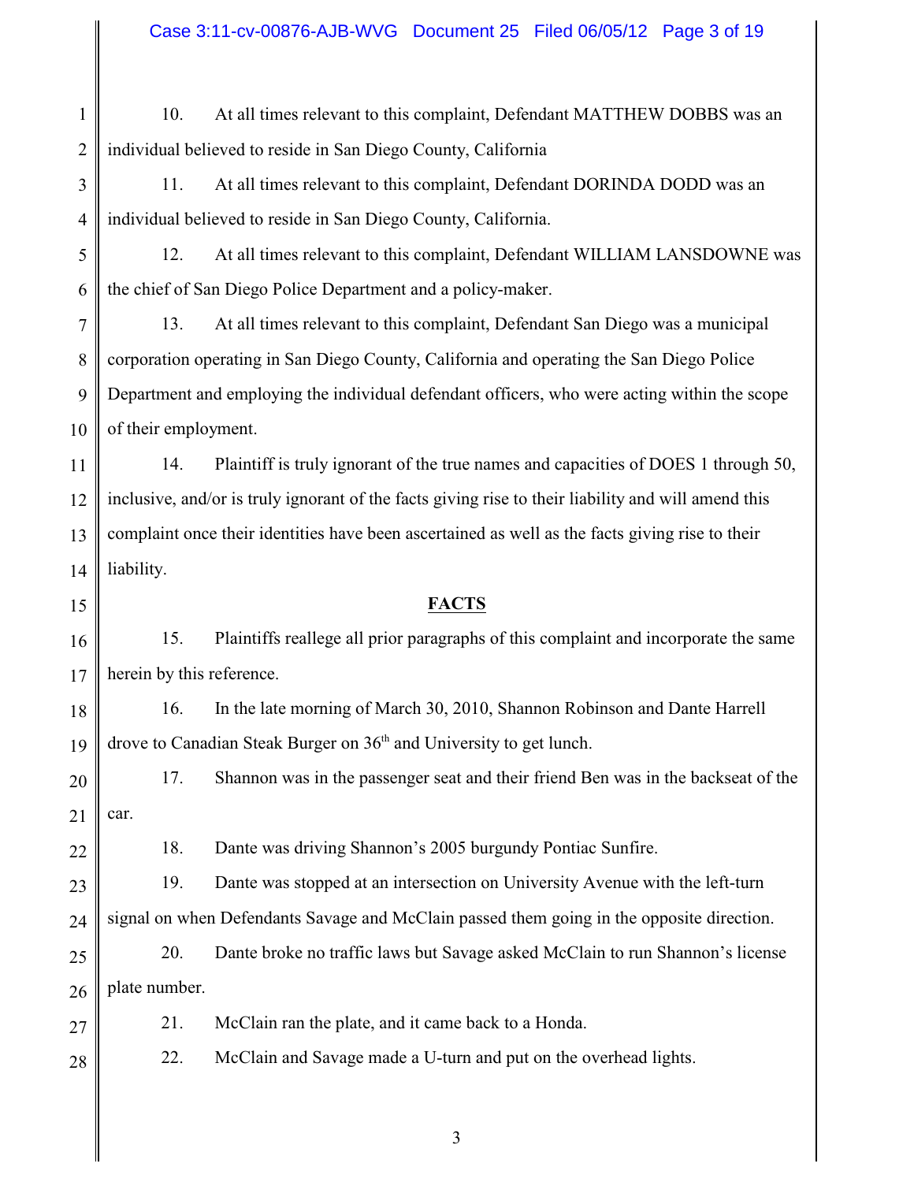10. At all times relevant to this complaint, Defendant MATTHEW DOBBS was an individual believed to reside in San Diego County, California

11. At all times relevant to this complaint, Defendant DORINDA DODD was an individual believed to reside in San Diego County, California.

12. At all times relevant to this complaint, Defendant WILLIAM LANSDOWNE was the chief of San Diego Police Department and a policy-maker.

13. At all times relevant to this complaint, Defendant San Diego was a municipal corporation operating in San Diego County, California and operating the San Diego Police Department and employing the individual defendant officers, who were acting within the scope of their employment.

14. Plaintiff is truly ignorant of the true names and capacities of DOES 1 through 50, inclusive, and/or is truly ignorant of the facts giving rise to their liability and will amend this complaint once their identities have been ascertained as well as the facts giving rise to their liability.

## FACTS

15. Plaintiffs reallege all prior paragraphs of this complaint and incorporate the same herein by this reference.

16. In the late morning of March 30, 2010, Shannon Robinson and Dante Harrell drove to Canadian Steak Burger on 36th and University to get lunch.

17. Shannon was in the passenger seat and their friend Ben was in the backseat of the car.

18. Dante was driving Shannon's 2005 burgundy Pontiac Sunfire.

19. Dante was stopped at an intersection on University Avenue with the left-turn signal on when Defendants Savage and McClain passed them going in the opposite direction.

20. Dante broke no traffic laws but Savage asked McClain to run Shannon's license plate number.

21. McClain ran the plate, and it came back to a Honda.

22. McClain and Savage made a U-turn and put on the overhead lights.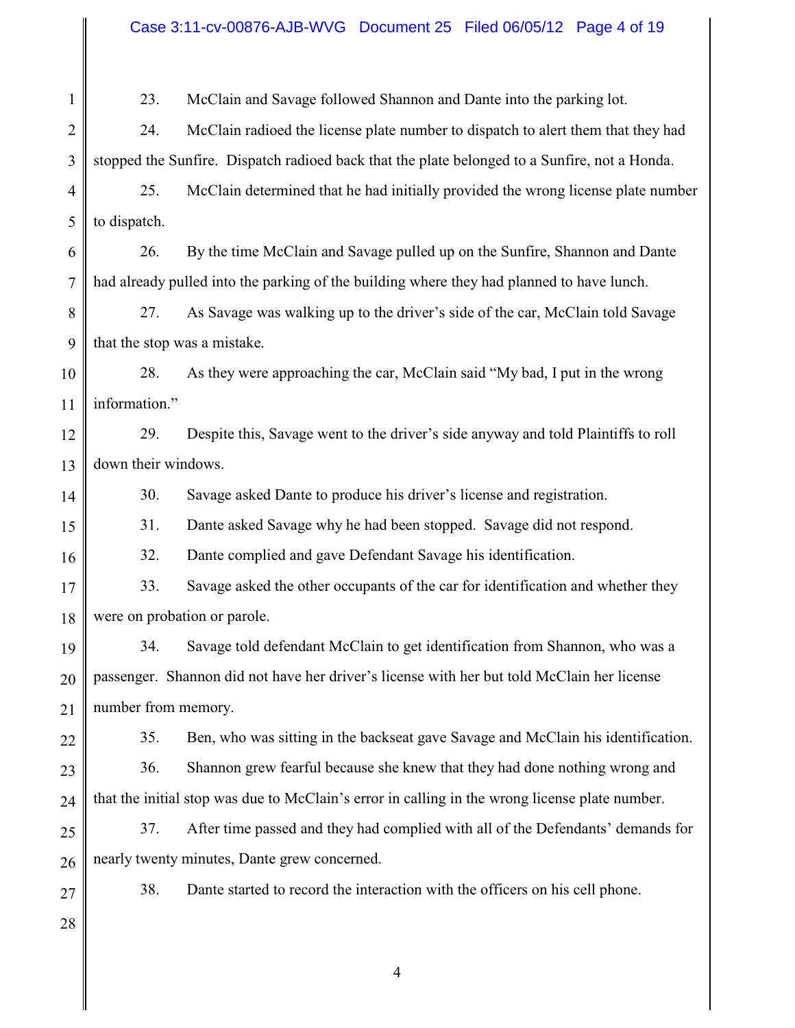23. McClain and Savage followed Shannon and Dante into the parking lot.

24. McClain radioed the license plate number to dispatch to alert them that they had stopped the Sunfire. Dispatch radioed back that the plate belonged to a Sunfire, not a Honda.

25. McClain determined that he had initially provided the wrong license plate number to dispatch.

26. By the time McClain and Savage pulled up on the Sunfire, Shannon and Dante had already pulled into the parking of the building where they had planned to have lunch.

27. As Savage was walking up to the driver's side of the car, McClain told Savage that the stop was a mistake.

28. As they were approaching the car, McClain said "My bad, I put in the wrong information."

29. Despite this, Savage went to the driver's side anyway and told Plaintiffs to roll down their windows.

30. Savage asked Dante to produce his driver's license and registration.

31. Dante asked Savage why he had been stopped. Savage did not respond.

32. Dante complied and gave Defendant Savage his identification.

33. Savage asked the other occupants of the car for identification and whether they were on probation or parole.

34. Savage told defendant McClain to get identification from Shannon, who was a passenger. Shannon did not have her driver's license with her but told McClain her license number from memory.

35. Ben, who was sitting in the backseat gave Savage and McClain his identification.

36. Shannon grew fearful because she knew that they had done nothing wrong and that the initial stop was due to McClain's error in calling in the wrong license plate number.

37. After time passed and they had complied with all of the Defendants' demands for nearly twenty minutes, Dante grew concerned.

38. Dante started to record the interaction with the officers on his cell phone.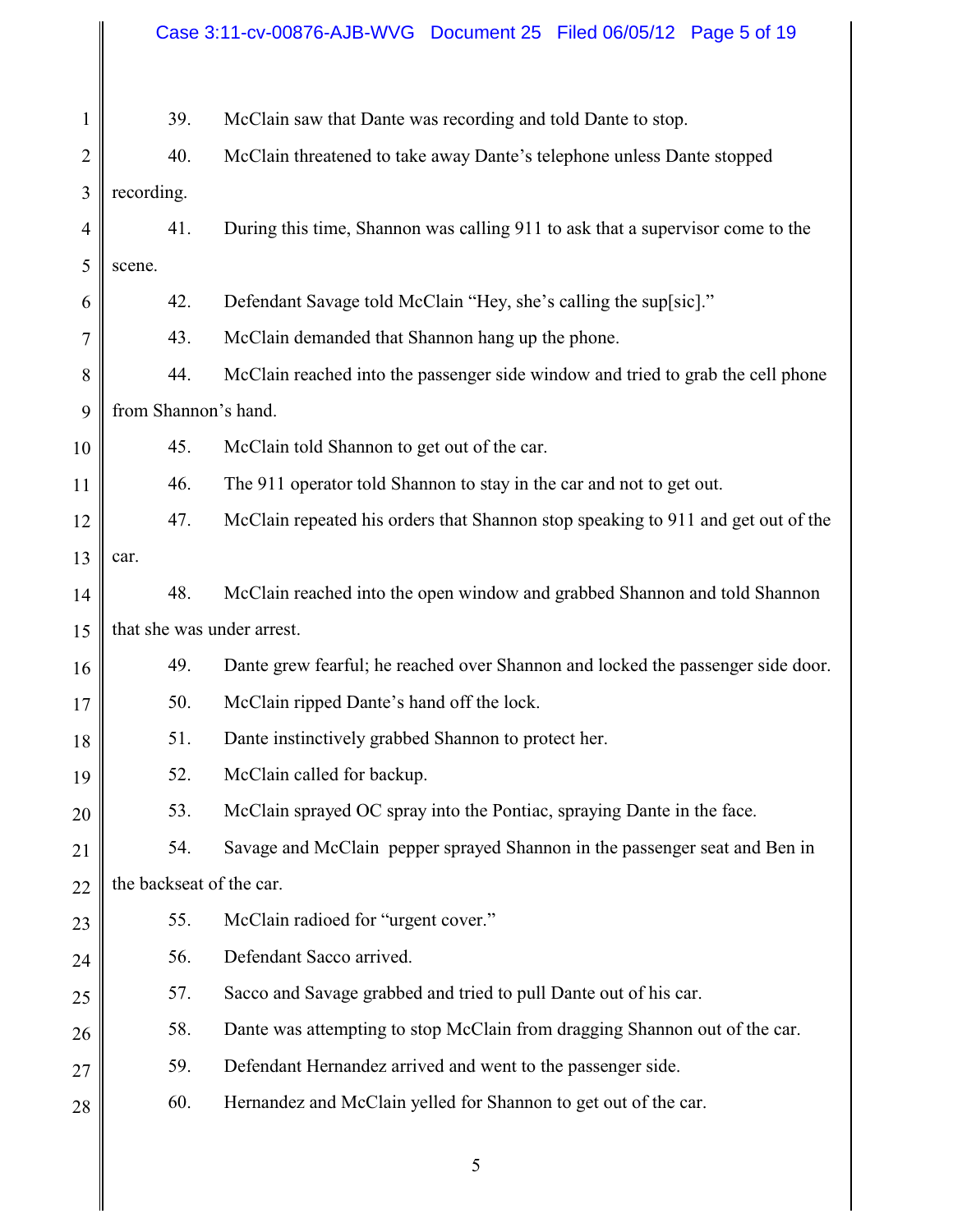39. McClain saw that Dante was recording and told Dante to stop.

40. McClain threatened to take away Dante's telephone unless Dante stopped recording.

41. During this time, Shannon was calling 911 to ask that a supervisor come to the scene.

42. Defendant Savage told McClain "Hey, she's calling the sup[sic]."

43. McClain demanded that Shannon hang up the phone.

44. McClain reached into the passenger side window and tried to grab the cell phone from Shannon's hand.

45. McClain told Shannon to get out of the car.

46. The 911 operator told Shannon to stay in the car and not to get out.

47. McClain repeated his orders that Shannon stop speaking to 911 and get out of the car.

48. McClain reached into the open window and grabbed Shannon and told Shannon that she was under arrest.

49. Dante grew fearful; he reached over Shannon and locked the passenger side door.

50. McClain ripped Dante's hand off the lock.

51. Dante instinctively grabbed Shannon to protect her.

52. McClain called for backup.

53. McClain sprayed OC spray into the Pontiac, spraying Dante in the face.

54. Savage and McClain pepper sprayed Shannon in the passenger seat and Ben in the backseat of the car.

55. McClain radioed for "urgent cover."

56. Defendant Sacco arrived.

57. Sacco and Savage grabbed and tried to pull Dante out of his car.

58. Dante was attempting to stop McClain from dragging Shannon out of the car.

59. Defendant Hernandez arrived and went to the passenger side.

60. Hernandez and McClain yelled for Shannon to get out of the car.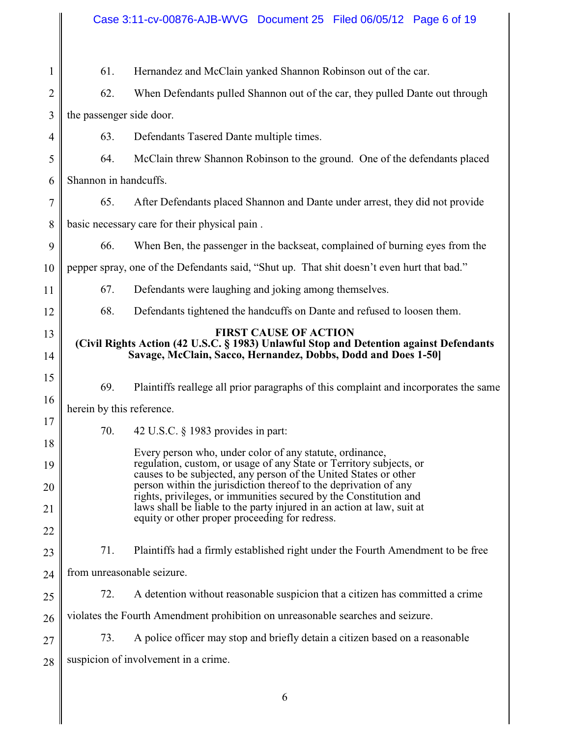61. Hernandez and McClain yanked Shannon Robinson out of the car.

62. When Defendants pulled Shannon out of the car, they pulled Dante out through the passenger side door.

63. Defendants Tasered Dante multiple times.

64. McClain threw Shannon Robinson to the ground. One of the defendants placed Shannon in handcuffs.

65. After Defendants placed Shannon and Dante under arrest, they did not provide basic necessary care for their physical pain .

66. When Ben, the passenger in the backseat, complained of burning eyes from the pepper spray, one of the Defendants said, "Shut up. That shit doesn't even hurt that bad."

67. Defendants were laughing and joking among themselves.

68. Defendants tightened the handcuffs on Dante and refused to loosen them.

**FIRST CAUSE OF ACTION**
**(Civil Rights Action (42 U.S.C. § 1983) Unlawful Stop and Detention against Defendants Savage, McClain, Sacco, Hernandez, Dobbs, Dodd and Does 1-50]**

69. Plaintiffs reallege all prior paragraphs of this complaint and incorporates the same herein by this reference.

70. 42 U.S.C. § 1983 provides in part:

> Every person who, under color of any statute, ordinance, regulation, custom, or usage of any State or Territory subjects, or causes to be subjected, any person of the United States or other person within the jurisdiction thereof to the deprivation of any rights, privileges, or immunities secured by the Constitution and laws shall be liable to the party injured in an action at law, suit at equity or other proper proceeding for redress.

71. Plaintiffs had a firmly established right under the Fourth Amendment to be free from unreasonable seizure.

72. A detention without reasonable suspicion that a citizen has committed a crime violates the Fourth Amendment prohibition on unreasonable searches and seizure.

73. A police officer may stop and briefly detain a citizen based on a reasonable suspicion of involvement in a crime.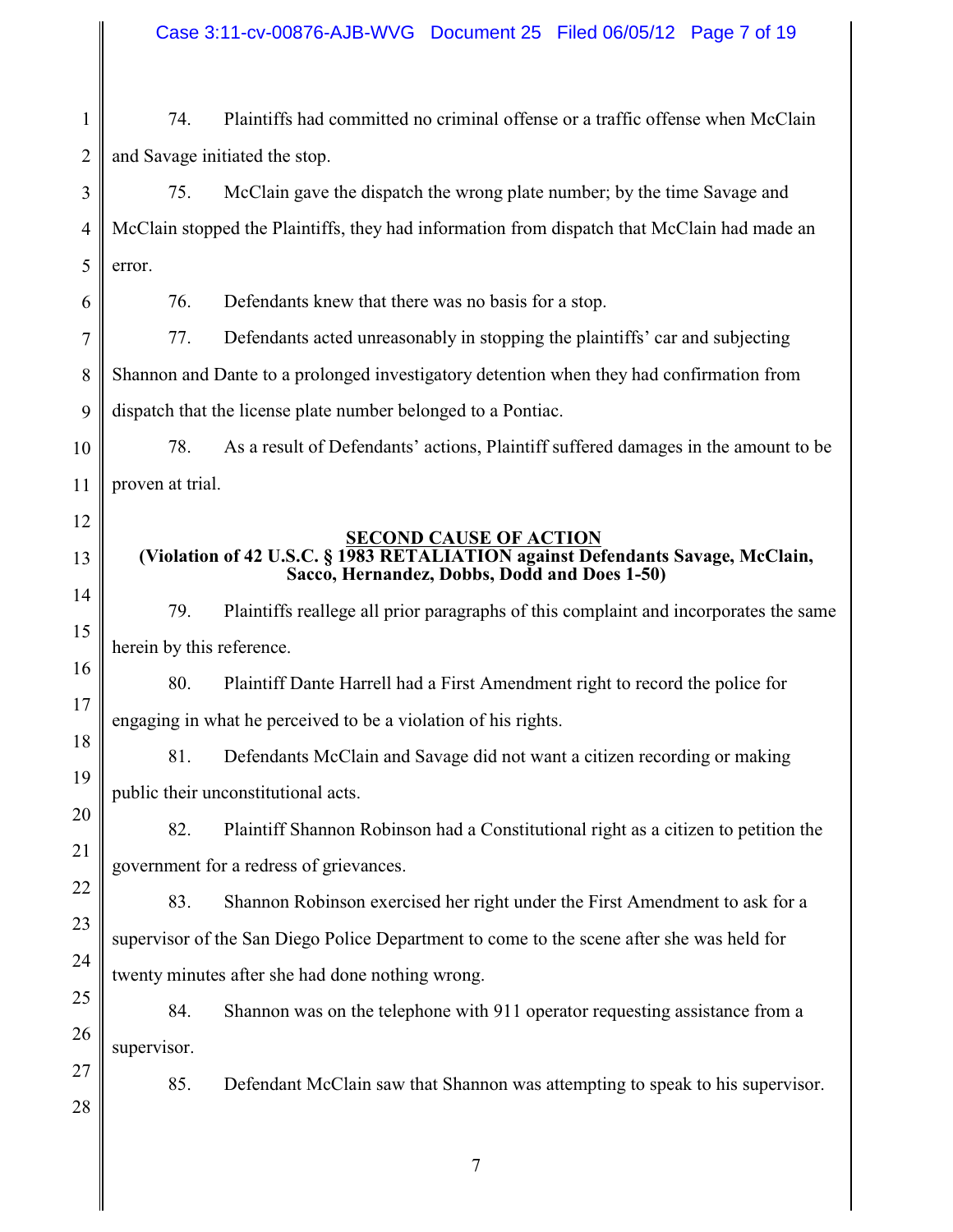74. Plaintiffs had committed no criminal offense or a traffic offense when McClain and Savage initiated the stop.

75. McClain gave the dispatch the wrong plate number; by the time Savage and McClain stopped the Plaintiffs, they had information from dispatch that McClain had made an error.

76. Defendants knew that there was no basis for a stop.

77. Defendants acted unreasonably in stopping the plaintiffs' car and subjecting Shannon and Dante to a prolonged investigatory detention when they had confirmation from dispatch that the license plate number belonged to a Pontiac.

78. As a result of Defendants' actions, Plaintiff suffered damages in the amount to be proven at trial.

**SECOND CAUSE OF ACTION**
**(Violation of 42 U.S.C. § 1983 RETALIATION against Defendants Savage, McClain, Sacco, Hernandez, Dobbs, Dodd and Does 1-50)**

79. Plaintiffs reallege all prior paragraphs of this complaint and incorporates the same herein by this reference.

80. Plaintiff Dante Harrell had a First Amendment right to record the police for engaging in what he perceived to be a violation of his rights.

81. Defendants McClain and Savage did not want a citizen recording or making public their unconstitutional acts.

82. Plaintiff Shannon Robinson had a Constitutional right as a citizen to petition the government for a redress of grievances.

83. Shannon Robinson exercised her right under the First Amendment to ask for a supervisor of the San Diego Police Department to come to the scene after she was held for twenty minutes after she had done nothing wrong.

84. Shannon was on the telephone with 911 operator requesting assistance from a supervisor.

85. Defendant McClain saw that Shannon was attempting to speak to his supervisor.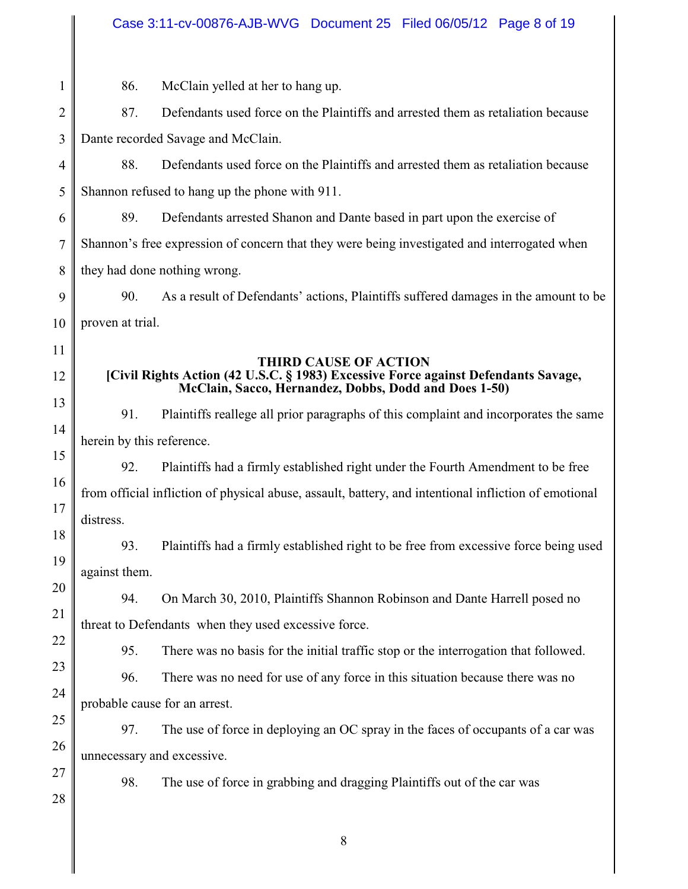86. McClain yelled at her to hang up.

87. Defendants used force on the Plaintiffs and arrested them as retaliation because Dante recorded Savage and McClain.

88. Defendants used force on the Plaintiffs and arrested them as retaliation because Shannon refused to hang up the phone with 911.

89. Defendants arrested Shanon and Dante based in part upon the exercise of Shannon's free expression of concern that they were being investigated and interrogated when they had done nothing wrong.

90. As a result of Defendants' actions, Plaintiffs suffered damages in the amount to be proven at trial.

**THIRD CAUSE OF ACTION**
**[Civil Rights Action (42 U.S.C. § 1983) Excessive Force against Defendants Savage, McClain, Sacco, Hernandez, Dobbs, Dodd and Does 1-50)**

91. Plaintiffs reallege all prior paragraphs of this complaint and incorporates the same herein by this reference.

92. Plaintiffs had a firmly established right under the Fourth Amendment to be free from official infliction of physical abuse, assault, battery, and intentional infliction of emotional distress.

93. Plaintiffs had a firmly established right to be free from excessive force being used against them.

94. On March 30, 2010, Plaintiffs Shannon Robinson and Dante Harrell posed no threat to Defendants when they used excessive force.

95. There was no basis for the initial traffic stop or the interrogation that followed.

96. There was no need for use of any force in this situation because there was no probable cause for an arrest.

97. The use of force in deploying an OC spray in the faces of occupants of a car was unnecessary and excessive.

98. The use of force in grabbing and dragging Plaintiffs out of the car was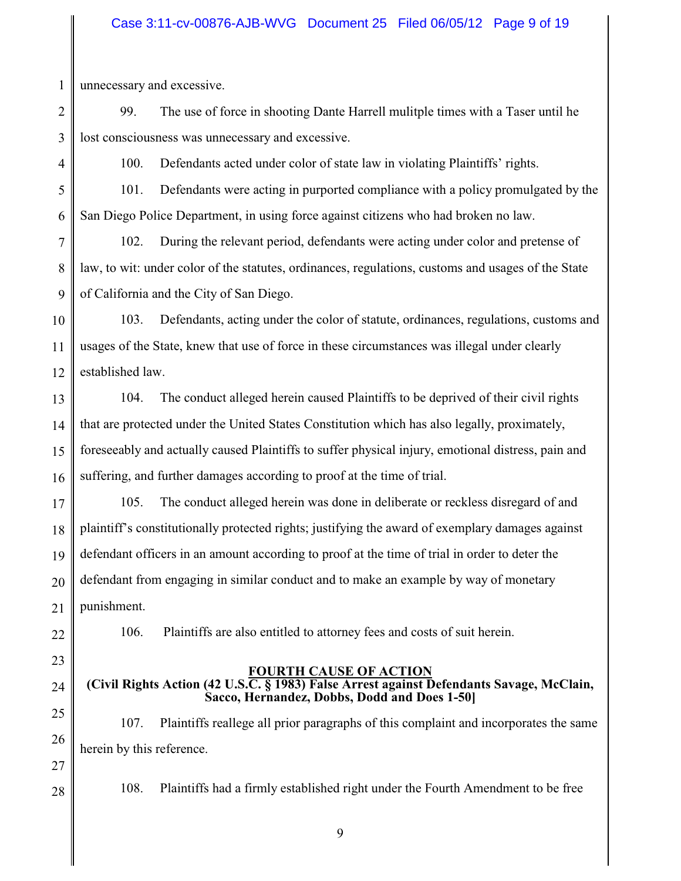unnecessary and excessive.

99. The use of force in shooting Dante Harrell mulitple times with a Taser until he lost consciousness was unnecessary and excessive.

100. Defendants acted under color of state law in violating Plaintiffs' rights.

101. Defendants were acting in purported compliance with a policy promulgated by the San Diego Police Department, in using force against citizens who had broken no law.

102. During the relevant period, defendants were acting under color and pretense of law, to wit: under color of the statutes, ordinances, regulations, customs and usages of the State of California and the City of San Diego.

103. Defendants, acting under the color of statute, ordinances, regulations, customs and usages of the State, knew that use of force in these circumstances was illegal under clearly established law.

104. The conduct alleged herein caused Plaintiffs to be deprived of their civil rights that are protected under the United States Constitution which has also legally, proximately, foreseeably and actually caused Plaintiffs to suffer physical injury, emotional distress, pain and suffering, and further damages according to proof at the time of trial.

105. The conduct alleged herein was done in deliberate or reckless disregard of and plaintiff's constitutionally protected rights; justifying the award of exemplary damages against defendant officers in an amount according to proof at the time of trial in order to deter the defendant from engaging in similar conduct and to make an example by way of monetary punishment.

106. Plaintiffs are also entitled to attorney fees and costs of suit herein.

## FOURTH CAUSE OF ACTION

**(Civil Rights Action (42 U.S.C. § 1983) False Arrest against Defendants Savage, McClain, Sacco, Hernandez, Dobbs, Dodd and Does 1-50]**

107. Plaintiffs reallege all prior paragraphs of this complaint and incorporates the same herein by this reference.

108. Plaintiffs had a firmly established right under the Fourth Amendment to be free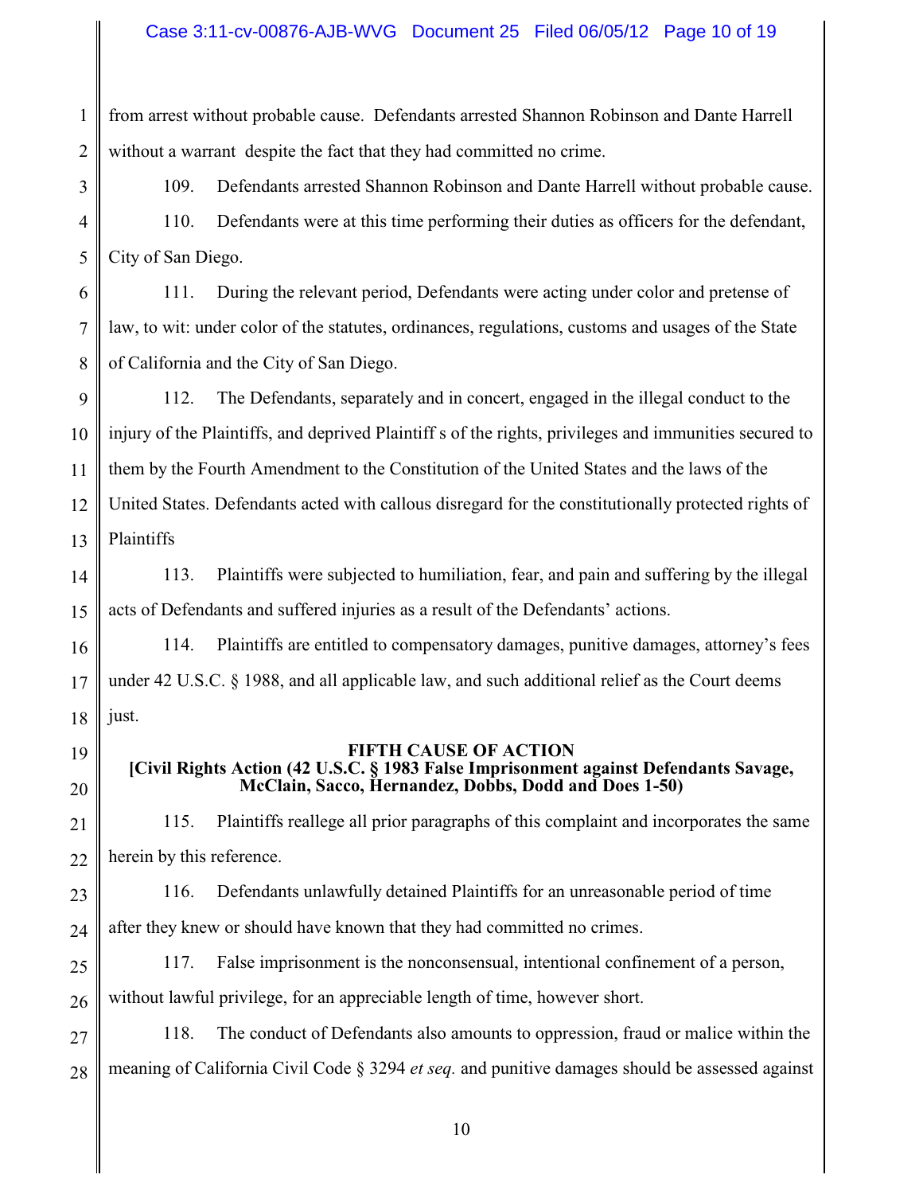from arrest without probable cause. Defendants arrested Shannon Robinson and Dante Harrell without a warrant despite the fact that they had committed no crime.

109. Defendants arrested Shannon Robinson and Dante Harrell without probable cause.

110. Defendants were at this time performing their duties as officers for the defendant, City of San Diego.

111. During the relevant period, Defendants were acting under color and pretense of law, to wit: under color of the statutes, ordinances, regulations, customs and usages of the State of California and the City of San Diego.

112. The Defendants, separately and in concert, engaged in the illegal conduct to the injury of the Plaintiffs, and deprived Plaintiff s of the rights, privileges and immunities secured to them by the Fourth Amendment to the Constitution of the United States and the laws of the United States. Defendants acted with callous disregard for the constitutionally protected rights of Plaintiffs

113. Plaintiffs were subjected to humiliation, fear, and pain and suffering by the illegal acts of Defendants and suffered injuries as a result of the Defendants' actions.

114. Plaintiffs are entitled to compensatory damages, punitive damages, attorney's fees under 42 U.S.C. § 1988, and all applicable law, and such additional relief as the Court deems just.

**FIFTH CAUSE OF ACTION**
**[Civil Rights Action (42 U.S.C. § 1983 False Imprisonment against Defendants Savage, McClain, Sacco, Hernandez, Dobbs, Dodd and Does 1-50)**

115. Plaintiffs reallege all prior paragraphs of this complaint and incorporates the same herein by this reference.

116. Defendants unlawfully detained Plaintiffs for an unreasonable period of time after they knew or should have known that they had committed no crimes.

117. False imprisonment is the nonconsensual, intentional confinement of a person, without lawful privilege, for an appreciable length of time, however short.

118. The conduct of Defendants also amounts to oppression, fraud or malice within the meaning of California Civil Code § 3294 *et seq.* and punitive damages should be assessed against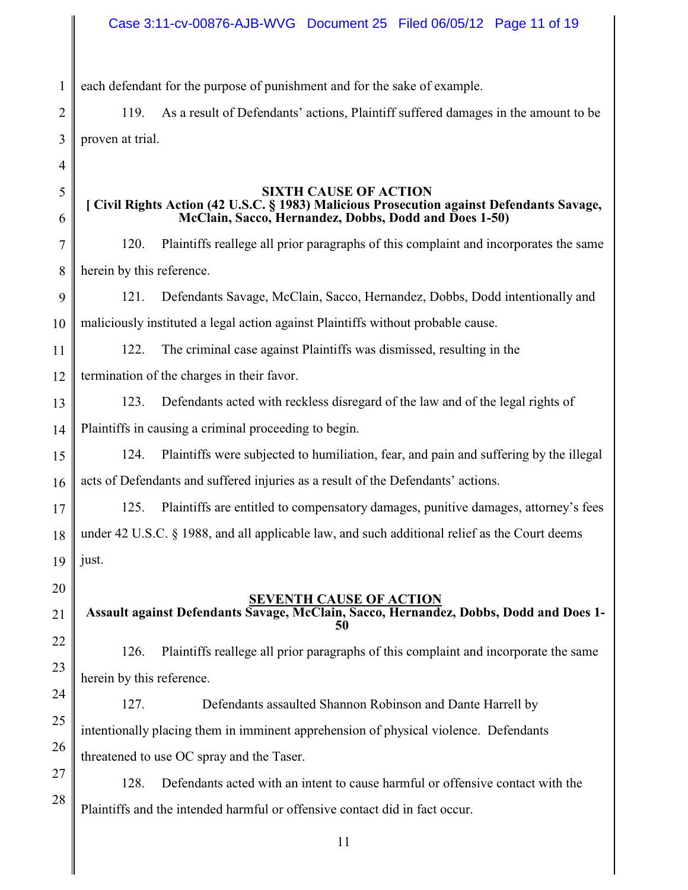each defendant for the purpose of punishment and for the sake of example.

119. As a result of Defendants' actions, Plaintiff suffered damages in the amount to be proven at trial.

**SIXTH CAUSE OF ACTION**
**[ Civil Rights Action (42 U.S.C. § 1983) Malicious Prosecution against Defendants Savage, McClain, Sacco, Hernandez, Dobbs, Dodd and Does 1-50)**

120. Plaintiffs reallege all prior paragraphs of this complaint and incorporates the same herein by this reference.

121. Defendants Savage, McClain, Sacco, Hernandez, Dobbs, Dodd intentionally and maliciously instituted a legal action against Plaintiffs without probable cause.

122. The criminal case against Plaintiffs was dismissed, resulting in the termination of the charges in their favor.

123. Defendants acted with reckless disregard of the law and of the legal rights of Plaintiffs in causing a criminal proceeding to begin.

124. Plaintiffs were subjected to humiliation, fear, and pain and suffering by the illegal acts of Defendants and suffered injuries as a result of the Defendants' actions.

125. Plaintiffs are entitled to compensatory damages, punitive damages, attorney's fees under 42 U.S.C. § 1988, and all applicable law, and such additional relief as the Court deems just.

**<u>SEVENTH CAUSE OF ACTION</u>**
**Assault against Defendants Savage, McClain, Sacco, Hernandez, Dobbs, Dodd and Does 1-50**

126. Plaintiffs reallege all prior paragraphs of this complaint and incorporate the same herein by this reference.

127. Defendants assaulted Shannon Robinson and Dante Harrell by intentionally placing them in imminent apprehension of physical violence. Defendants threatened to use OC spray and the Taser.

128. Defendants acted with an intent to cause harmful or offensive contact with the Plaintiffs and the intended harmful or offensive contact did in fact occur.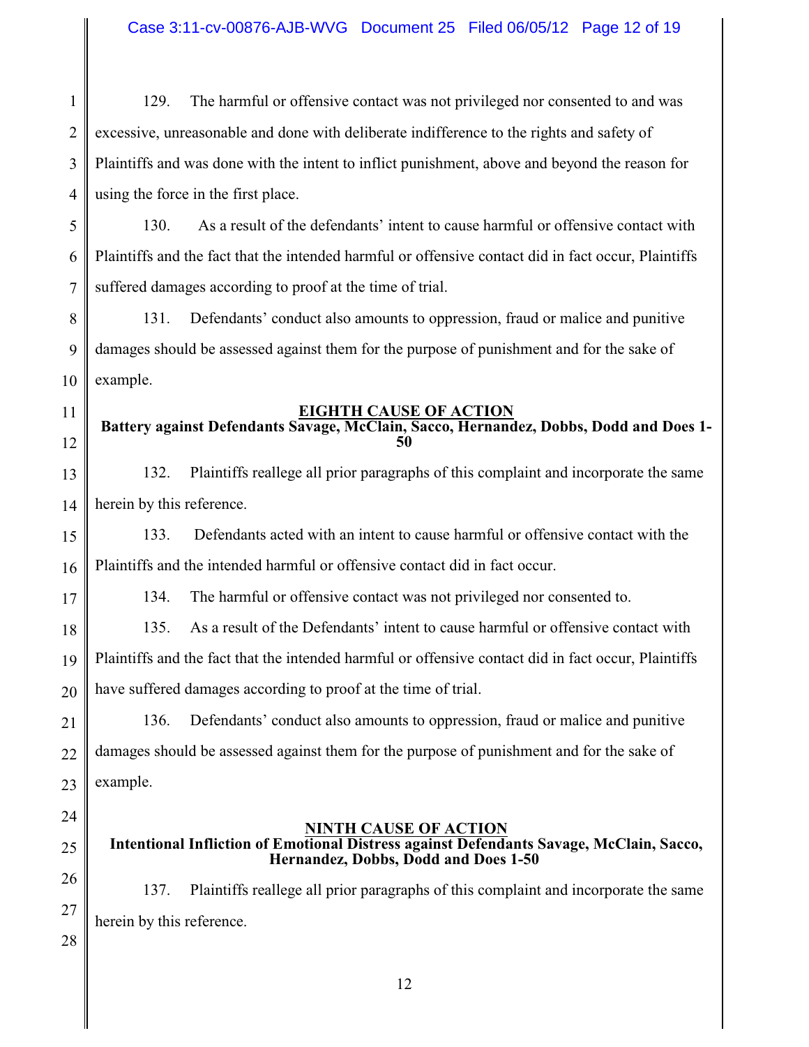129. The harmful or offensive contact was not privileged nor consented to and was excessive, unreasonable and done with deliberate indifference to the rights and safety of Plaintiffs and was done with the intent to inflict punishment, above and beyond the reason for using the force in the first place.

130. As a result of the defendants' intent to cause harmful or offensive contact with Plaintiffs and the fact that the intended harmful or offensive contact did in fact occur, Plaintiffs suffered damages according to proof at the time of trial.

131. Defendants' conduct also amounts to oppression, fraud or malice and punitive damages should be assessed against them for the purpose of punishment and for the sake of example.

## EIGHTH CAUSE OF ACTION

**Battery against Defendants Savage, McClain, Sacco, Hernandez, Dobbs, Dodd and Does 1-50**

132. Plaintiffs reallege all prior paragraphs of this complaint and incorporate the same herein by this reference.

133. Defendants acted with an intent to cause harmful or offensive contact with the Plaintiffs and the intended harmful or offensive contact did in fact occur.

134. The harmful or offensive contact was not privileged nor consented to.

135. As a result of the Defendants' intent to cause harmful or offensive contact with Plaintiffs and the fact that the intended harmful or offensive contact did in fact occur, Plaintiffs have suffered damages according to proof at the time of trial.

136. Defendants' conduct also amounts to oppression, fraud or malice and punitive damages should be assessed against them for the purpose of punishment and for the sake of example.

## NINTH CAUSE OF ACTION

**Intentional Infliction of Emotional Distress against Defendants Savage, McClain, Sacco, Hernandez, Dobbs, Dodd and Does 1-50**

137. Plaintiffs reallege all prior paragraphs of this complaint and incorporate the same herein by this reference.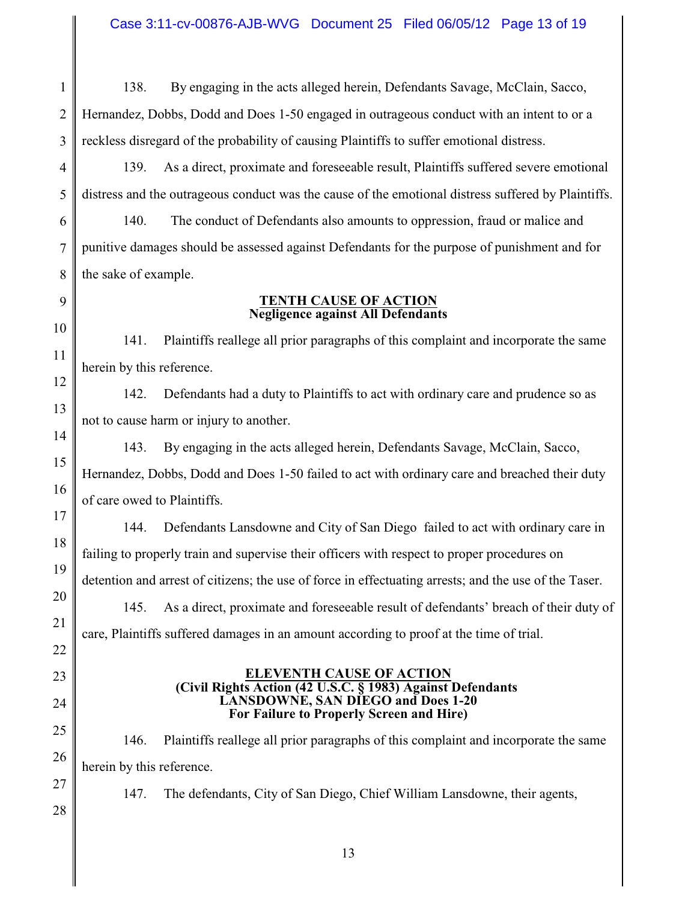138. By engaging in the acts alleged herein, Defendants Savage, McClain, Sacco, Hernandez, Dobbs, Dodd and Does 1-50 engaged in outrageous conduct with an intent to or a reckless disregard of the probability of causing Plaintiffs to suffer emotional distress.

139. As a direct, proximate and foreseeable result, Plaintiffs suffered severe emotional distress and the outrageous conduct was the cause of the emotional distress suffered by Plaintiffs.

140. The conduct of Defendants also amounts to oppression, fraud or malice and punitive damages should be assessed against Defendants for the purpose of punishment and for the sake of example.

**TENTH CAUSE OF ACTION**
**Negligence against All Defendants**

141. Plaintiffs reallege all prior paragraphs of this complaint and incorporate the same herein by this reference.

142. Defendants had a duty to Plaintiffs to act with ordinary care and prudence so as not to cause harm or injury to another.

143. By engaging in the acts alleged herein, Defendants Savage, McClain, Sacco, Hernandez, Dobbs, Dodd and Does 1-50 failed to act with ordinary care and breached their duty of care owed to Plaintiffs.

144. Defendants Lansdowne and City of San Diego failed to act with ordinary care in failing to properly train and supervise their officers with respect to proper procedures on detention and arrest of citizens; the use of force in effectuating arrests; and the use of the Taser.

145. As a direct, proximate and foreseeable result of defendants' breach of their duty of care, Plaintiffs suffered damages in an amount according to proof at the time of trial.

**ELEVENTH CAUSE OF ACTION**
**(Civil Rights Action (42 U.S.C. § 1983) Against Defendants LANSDOWNE, SAN DIEGO and Does 1-20 For Failure to Properly Screen and Hire)**

146. Plaintiffs reallege all prior paragraphs of this complaint and incorporate the same herein by this reference.

147. The defendants, City of San Diego, Chief William Lansdowne, their agents,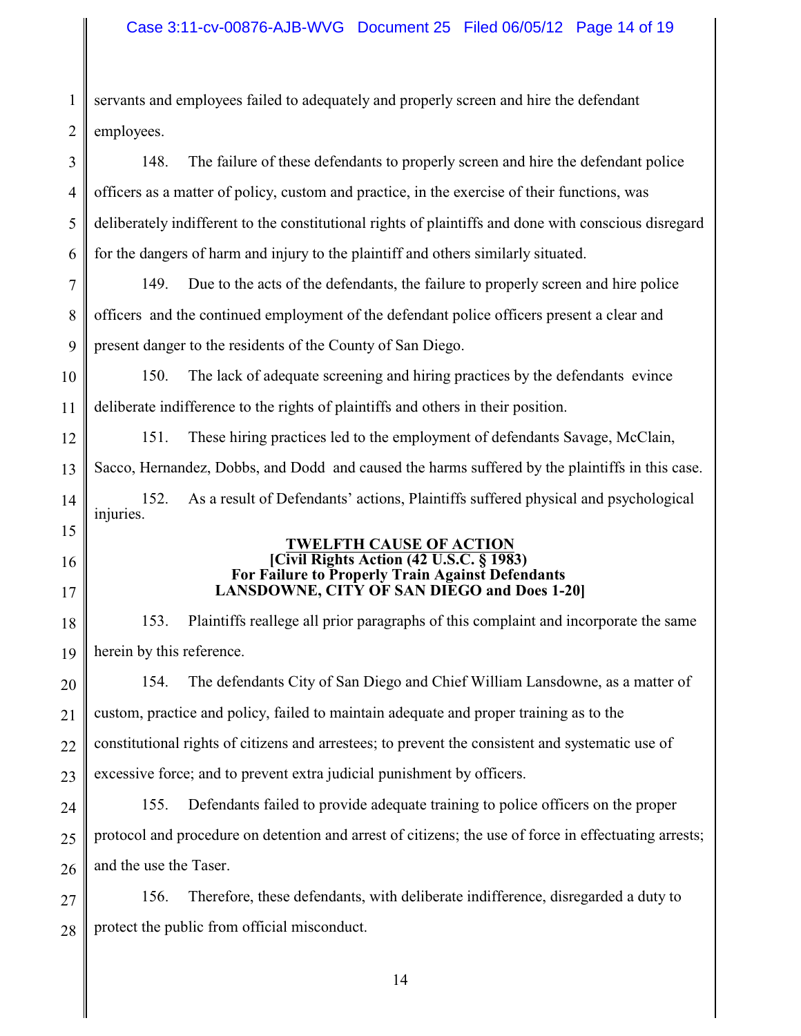servants and employees failed to adequately and properly screen and hire the defendant employees.

148. The failure of these defendants to properly screen and hire the defendant police officers as a matter of policy, custom and practice, in the exercise of their functions, was deliberately indifferent to the constitutional rights of plaintiffs and done with conscious disregard for the dangers of harm and injury to the plaintiff and others similarly situated.

149. Due to the acts of the defendants, the failure to properly screen and hire police officers and the continued employment of the defendant police officers present a clear and present danger to the residents of the County of San Diego.

150. The lack of adequate screening and hiring practices by the defendants evince deliberate indifference to the rights of plaintiffs and others in their position.

151. These hiring practices led to the employment of defendants Savage, McClain, Sacco, Hernandez, Dobbs, and Dodd and caused the harms suffered by the plaintiffs in this case.

152. As a result of Defendants' actions, Plaintiffs suffered physical and psychological injuries.

**TWELFTH CAUSE OF ACTION**
**[Civil Rights Action (42 U.S.C. § 1983)**
**For Failure to Properly Train Against Defendants**
**LANSDOWNE, CITY OF SAN DIEGO and Does 1-20]**

153. Plaintiffs reallege all prior paragraphs of this complaint and incorporate the same herein by this reference.

154. The defendants City of San Diego and Chief William Lansdowne, as a matter of custom, practice and policy, failed to maintain adequate and proper training as to the constitutional rights of citizens and arrestees; to prevent the consistent and systematic use of excessive force; and to prevent extra judicial punishment by officers.

155. Defendants failed to provide adequate training to police officers on the proper protocol and procedure on detention and arrest of citizens; the use of force in effectuating arrests; and the use the Taser.

156. Therefore, these defendants, with deliberate indifference, disregarded a duty to protect the public from official misconduct.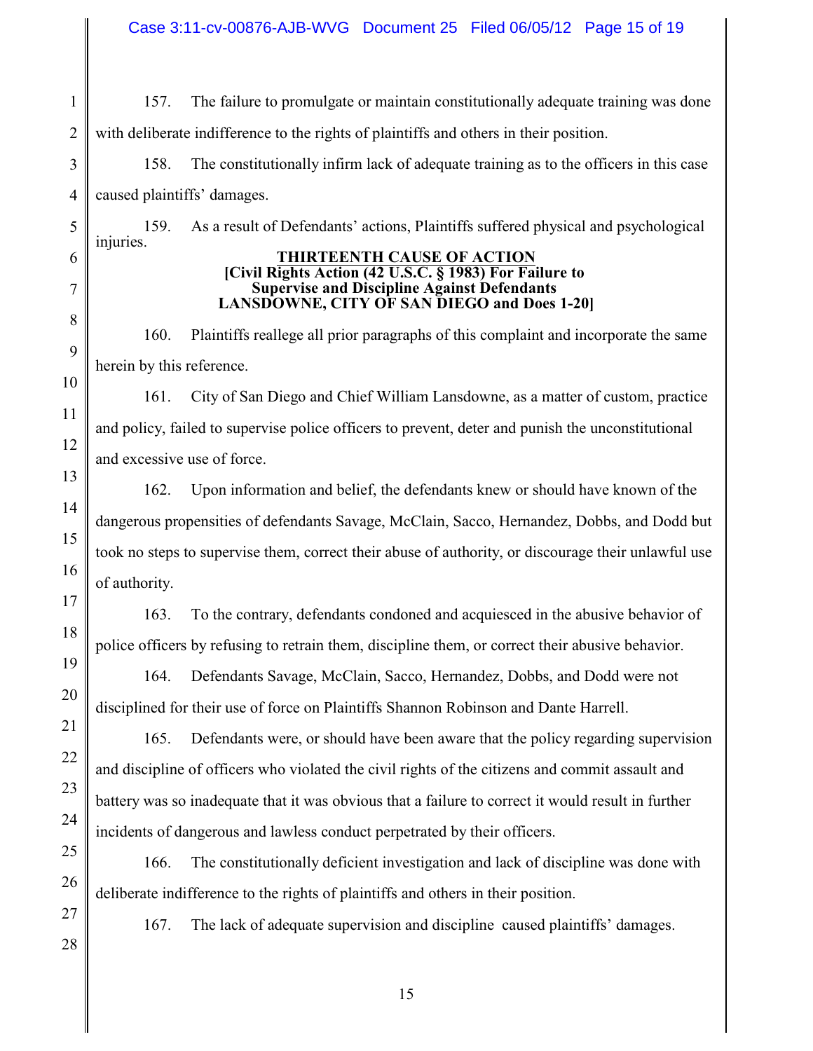157. The failure to promulgate or maintain constitutionally adequate training was done with deliberate indifference to the rights of plaintiffs and others in their position.

158. The constitutionally infirm lack of adequate training as to the officers in this case caused plaintiffs' damages.

159. As a result of Defendants' actions, Plaintiffs suffered physical and psychological injuries.

**THIRTEENTH CAUSE OF ACTION**
**[Civil Rights Action (42 U.S.C. § 1983) For Failure to Supervise and Discipline Against Defendants LANSDOWNE, CITY OF SAN DIEGO and Does 1-20]**

160. Plaintiffs reallege all prior paragraphs of this complaint and incorporate the same herein by this reference.

161. City of San Diego and Chief William Lansdowne, as a matter of custom, practice and policy, failed to supervise police officers to prevent, deter and punish the unconstitutional and excessive use of force.

162. Upon information and belief, the defendants knew or should have known of the dangerous propensities of defendants Savage, McClain, Sacco, Hernandez, Dobbs, and Dodd but took no steps to supervise them, correct their abuse of authority, or discourage their unlawful use of authority.

163. To the contrary, defendants condoned and acquiesced in the abusive behavior of police officers by refusing to retrain them, discipline them, or correct their abusive behavior.

164. Defendants Savage, McClain, Sacco, Hernandez, Dobbs, and Dodd were not disciplined for their use of force on Plaintiffs Shannon Robinson and Dante Harrell.

165. Defendants were, or should have been aware that the policy regarding supervision and discipline of officers who violated the civil rights of the citizens and commit assault and battery was so inadequate that it was obvious that a failure to correct it would result in further incidents of dangerous and lawless conduct perpetrated by their officers.

166. The constitutionally deficient investigation and lack of discipline was done with deliberate indifference to the rights of plaintiffs and others in their position.

167. The lack of adequate supervision and discipline caused plaintiffs' damages.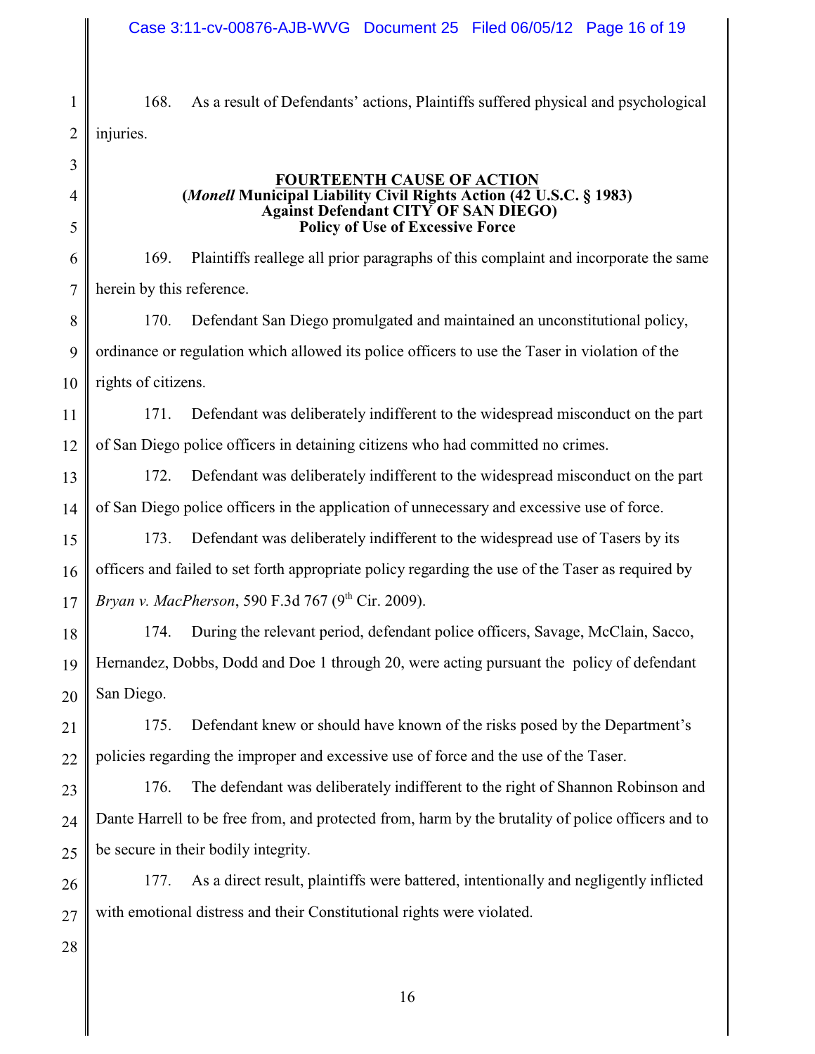168. As a result of Defendants' actions, Plaintiffs suffered physical and psychological injuries.

**FOURTEENTH CAUSE OF ACTION**
**(*Monell* Municipal Liability Civil Rights Action (42 U.S.C. § 1983) Against Defendant CITY OF SAN DIEGO)**
**Policy of Use of Excessive Force**

169. Plaintiffs reallege all prior paragraphs of this complaint and incorporate the same herein by this reference.

170. Defendant San Diego promulgated and maintained an unconstitutional policy, ordinance or regulation which allowed its police officers to use the Taser in violation of the rights of citizens.

171. Defendant was deliberately indifferent to the widespread misconduct on the part of San Diego police officers in detaining citizens who had committed no crimes.

172. Defendant was deliberately indifferent to the widespread misconduct on the part of San Diego police officers in the application of unnecessary and excessive use of force.

173. Defendant was deliberately indifferent to the widespread use of Tasers by its officers and failed to set forth appropriate policy regarding the use of the Taser as required by *Bryan v. MacPherson*, 590 F.3d 767 (9th Cir. 2009).

174. During the relevant period, defendant police officers, Savage, McClain, Sacco, Hernandez, Dobbs, Dodd and Doe 1 through 20, were acting pursuant the policy of defendant San Diego.

175. Defendant knew or should have known of the risks posed by the Department's policies regarding the improper and excessive use of force and the use of the Taser.

176. The defendant was deliberately indifferent to the right of Shannon Robinson and Dante Harrell to be free from, and protected from, harm by the brutality of police officers and to be secure in their bodily integrity.

177. As a direct result, plaintiffs were battered, intentionally and negligently inflicted with emotional distress and their Constitutional rights were violated.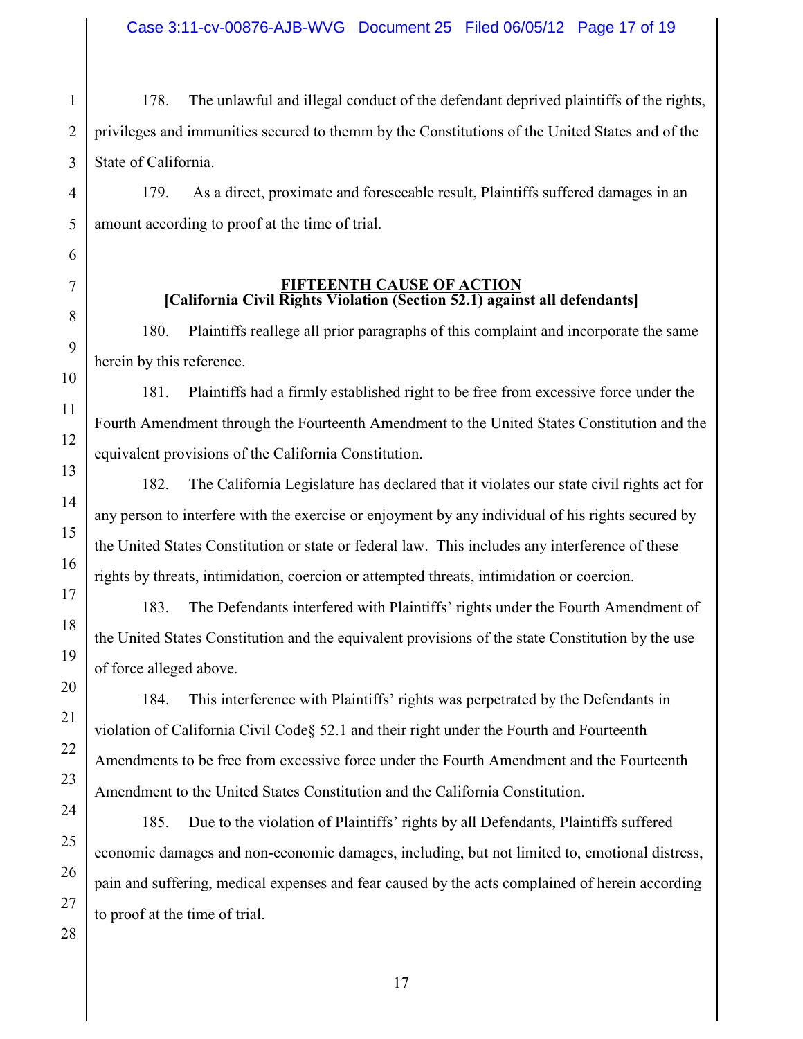178. The unlawful and illegal conduct of the defendant deprived plaintiffs of the rights, privileges and immunities secured to themm by the Constitutions of the United States and of the State of California.

179. As a direct, proximate and foreseeable result, Plaintiffs suffered damages in an amount according to proof at the time of trial.

**FIFTEENTH CAUSE OF ACTION**
**[California Civil Rights Violation (Section 52.1) against all defendants]**

180. Plaintiffs reallege all prior paragraphs of this complaint and incorporate the same herein by this reference.

181. Plaintiffs had a firmly established right to be free from excessive force under the Fourth Amendment through the Fourteenth Amendment to the United States Constitution and the equivalent provisions of the California Constitution.

182. The California Legislature has declared that it violates our state civil rights act for any person to interfere with the exercise or enjoyment by any individual of his rights secured by the United States Constitution or state or federal law. This includes any interference of these rights by threats, intimidation, coercion or attempted threats, intimidation or coercion.

183. The Defendants interfered with Plaintiffs' rights under the Fourth Amendment of the United States Constitution and the equivalent provisions of the state Constitution by the use of force alleged above.

184. This interference with Plaintiffs' rights was perpetrated by the Defendants in violation of California Civil Code§ 52.1 and their right under the Fourth and Fourteenth Amendments to be free from excessive force under the Fourth Amendment and the Fourteenth Amendment to the United States Constitution and the California Constitution.

185. Due to the violation of Plaintiffs' rights by all Defendants, Plaintiffs suffered economic damages and non-economic damages, including, but not limited to, emotional distress, pain and suffering, medical expenses and fear caused by the acts complained of herein according to proof at the time of trial.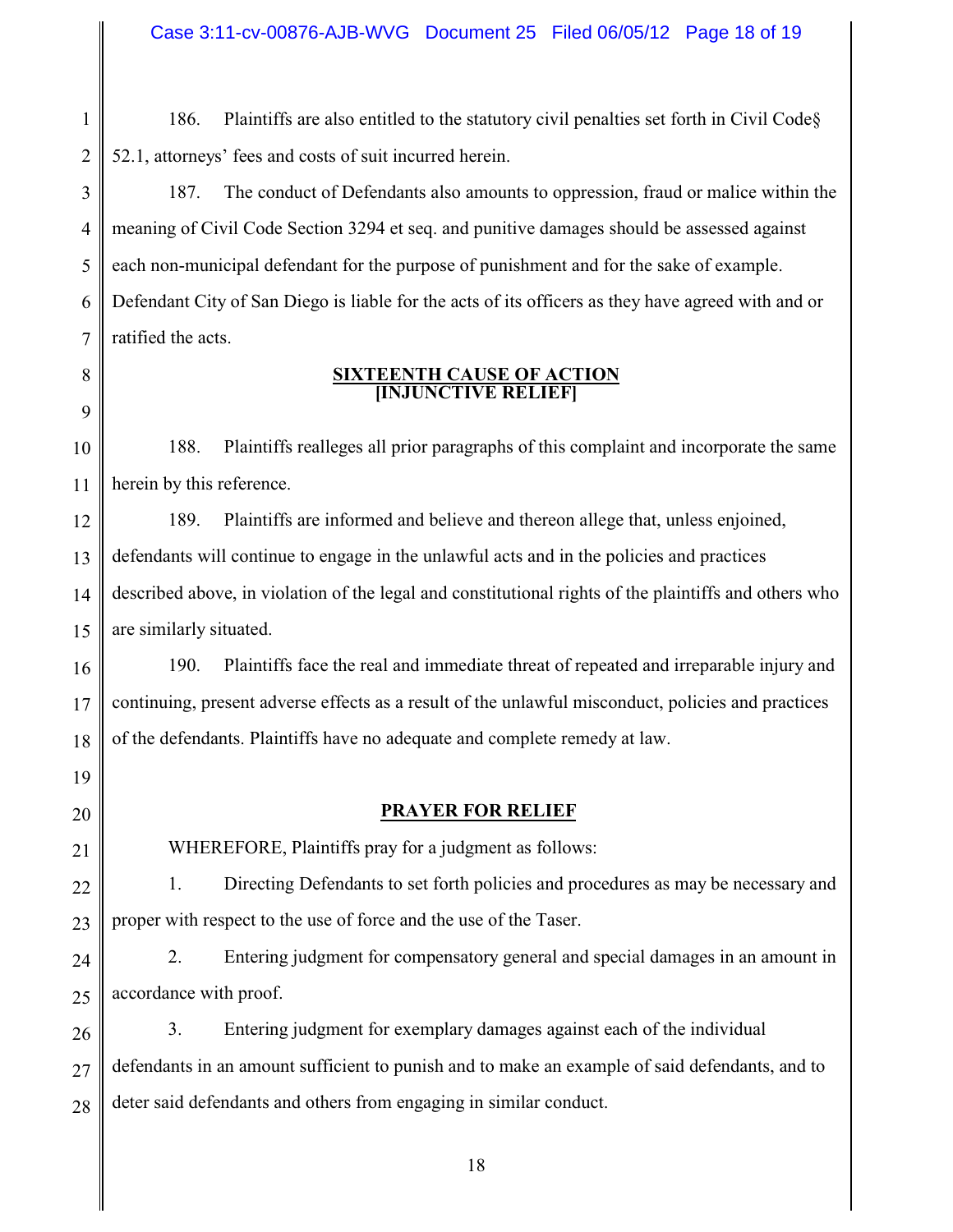186. Plaintiffs are also entitled to the statutory civil penalties set forth in Civil Code§ 52.1, attorneys' fees and costs of suit incurred herein.

187. The conduct of Defendants also amounts to oppression, fraud or malice within the meaning of Civil Code Section 3294 et seq. and punitive damages should be assessed against each non-municipal defendant for the purpose of punishment and for the sake of example. Defendant City of San Diego is liable for the acts of its officers as they have agreed with and or ratified the acts.

## SIXTEENTH CAUSE OF ACTION
## [INJUNCTIVE RELIEF]

188. Plaintiffs realleges all prior paragraphs of this complaint and incorporate the same herein by this reference.

189. Plaintiffs are informed and believe and thereon allege that, unless enjoined, defendants will continue to engage in the unlawful acts and in the policies and practices described above, in violation of the legal and constitutional rights of the plaintiffs and others who are similarly situated.

190. Plaintiffs face the real and immediate threat of repeated and irreparable injury and continuing, present adverse effects as a result of the unlawful misconduct, policies and practices of the defendants. Plaintiffs have no adequate and complete remedy at law.

## PRAYER FOR RELIEF

WHEREFORE, Plaintiffs pray for a judgment as follows:

1. Directing Defendants to set forth policies and procedures as may be necessary and proper with respect to the use of force and the use of the Taser.

2. Entering judgment for compensatory general and special damages in an amount in accordance with proof.

3. Entering judgment for exemplary damages against each of the individual defendants in an amount sufficient to punish and to make an example of said defendants, and to deter said defendants and others from engaging in similar conduct.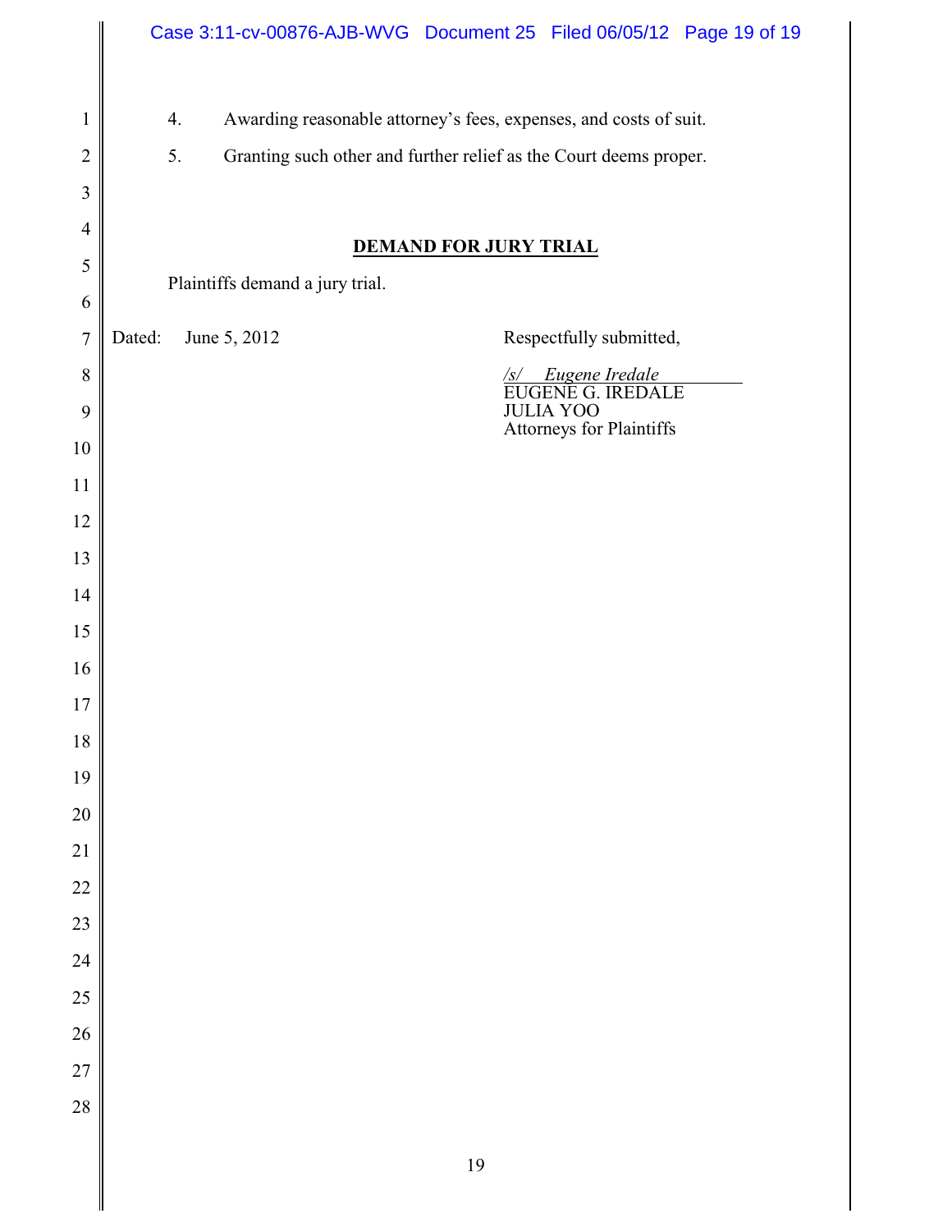4. Awarding reasonable attorney's fees, expenses, and costs of suit.

5. Granting such other and further relief as the Court deems proper.

**DEMAND FOR JURY TRIAL**

Plaintiffs demand a jury trial.

Dated: June 5, 2012

Respectfully submitted,

*/s/ Eugene Iredale*
EUGENE G. IREDALE
JULIA YOO
Attorneys for Plaintiffs